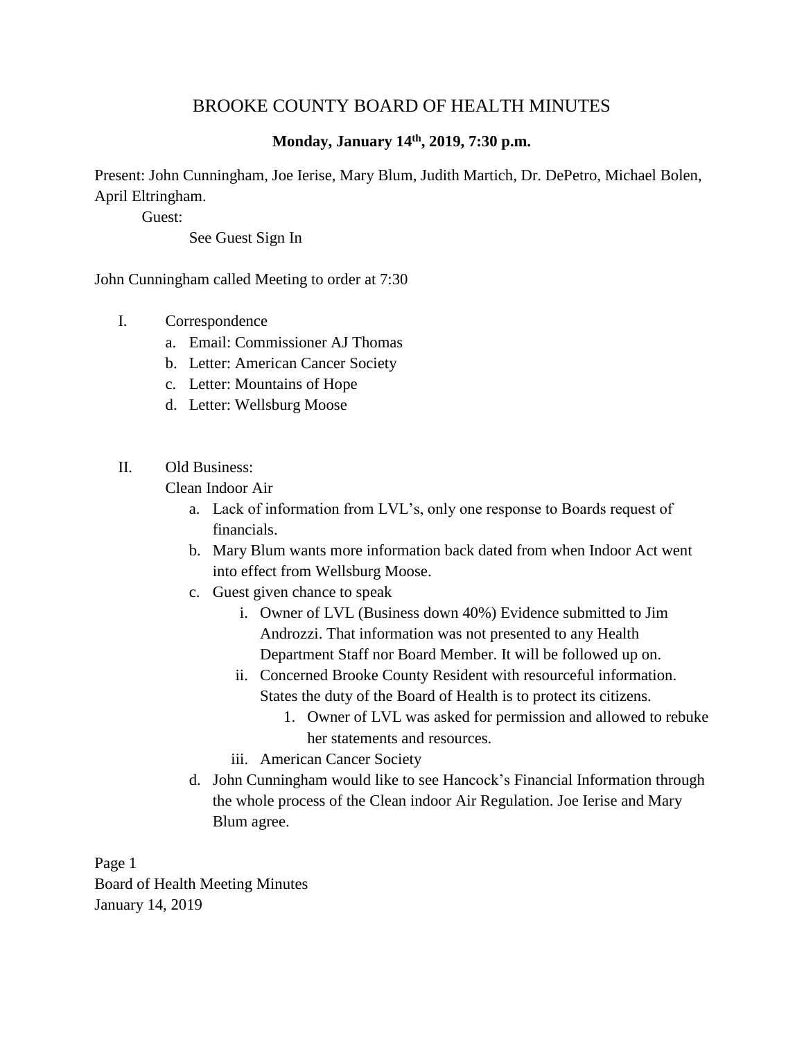# BROOKE COUNTY BOARD OF HEALTH MINUTES

**Monday, January 14th, 2019, 7:30 p.m.**

Present: John Cunningham, Joe Ierise, Mary Blum, Judith Martich, Dr. DePetro, Michael Bolen, April Eltringham.

Guest:

See Guest Sign In

John Cunningham called Meeting to order at 7:30

I. Correspondence
   a. Email: Commissioner AJ Thomas
   b. Letter: American Cancer Society
   c. Letter: Mountains of Hope
   d. Letter: Wellsburg Moose

II. Old Business:

   Clean Indoor Air
   a. Lack of information from LVL's, only one response to Boards request of financials.
   b. Mary Blum wants more information back dated from when Indoor Act went into effect from Wellsburg Moose.
   c. Guest given chance to speak
      i. Owner of LVL (Business down 40%) Evidence submitted to Jim Androzzi. That information was not presented to any Health Department Staff nor Board Member. It will be followed up on.
      ii. Concerned Brooke County Resident with resourceful information. States the duty of the Board of Health is to protect its citizens.
         1. Owner of LVL was asked for permission and allowed to rebuke her statements and resources.
      iii. American Cancer Society
   d. John Cunningham would like to see Hancock's Financial Information through the whole process of the Clean indoor Air Regulation. Joe Ierise and Mary Blum agree.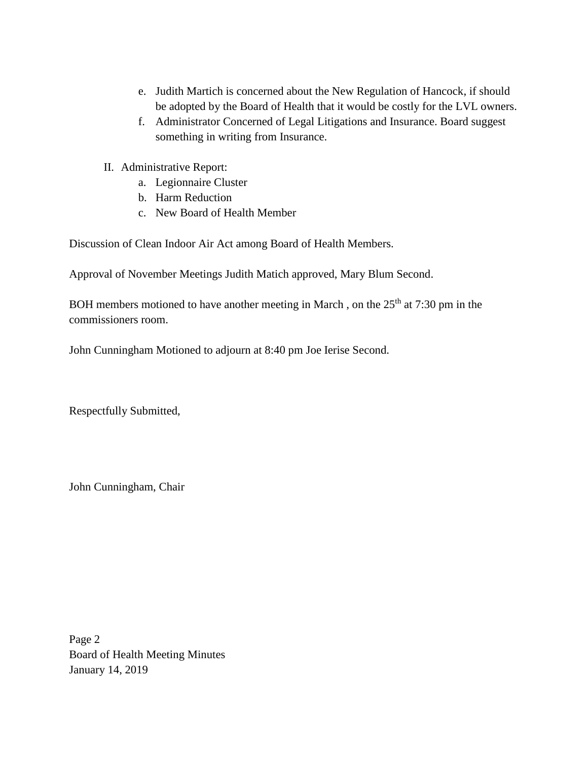e. Judith Martich is concerned about the New Regulation of Hancock, if should be adopted by the Board of Health that it would be costly for the LVL owners.
f. Administrator Concerned of Legal Litigations and Insurance. Board suggest something in writing from Insurance.

II. Administrative Report:
   a. Legionnaire Cluster
   b. Harm Reduction
   c. New Board of Health Member

Discussion of Clean Indoor Air Act among Board of Health Members.

Approval of November Meetings Judith Matich approved, Mary Blum Second.

BOH members motioned to have another meeting in March , on the 25th at 7:30 pm in the commissioners room.

John Cunningham Motioned to adjourn at 8:40 pm Joe Ierise Second.

Respectfully Submitted,

John Cunningham, Chair

Board of Health Meeting Minutes
January 14, 2019